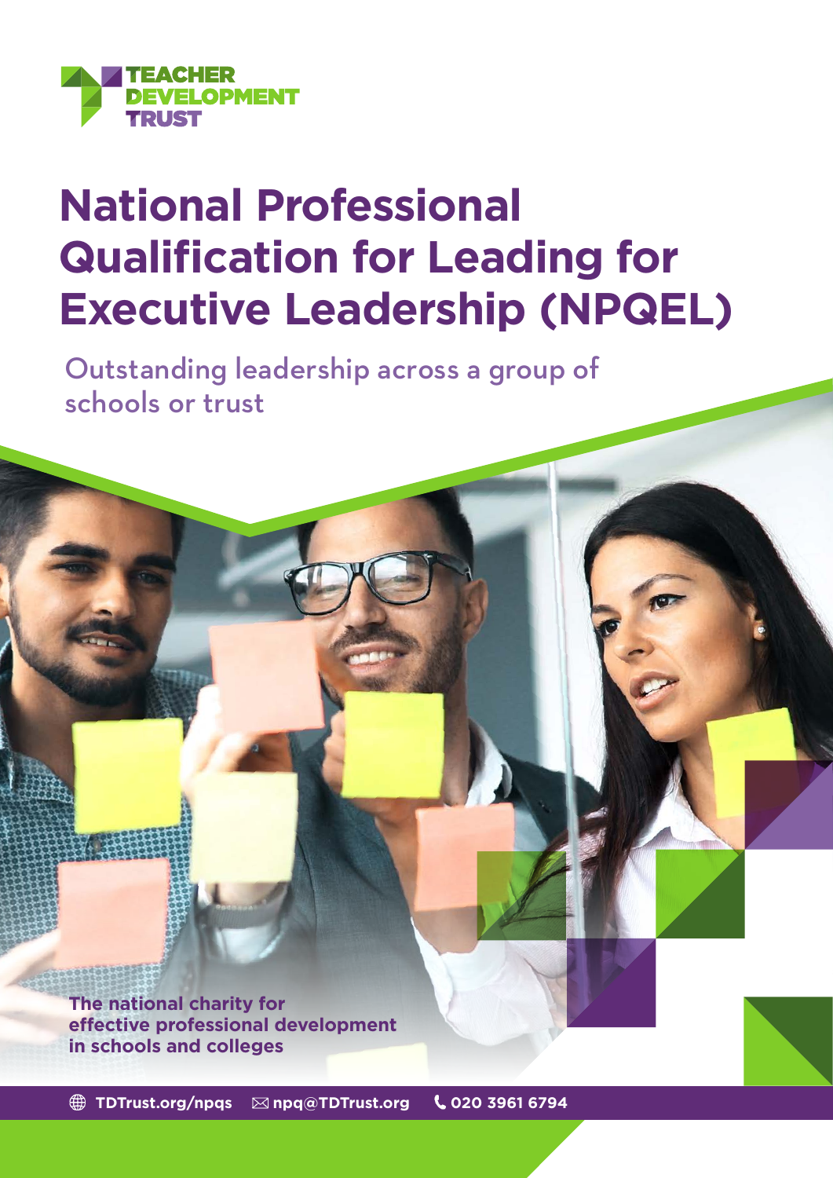TEACHER DEVELOPMENT TRUST

# National Professional Qualification for Leading for Executive Leadership (NPQEL)

Outstanding leadership across a group of schools or trust

**The national charity for effective professional development in schools and colleges**

TDTrust.org/npqs npq@TDTrust.org 020 3961 6794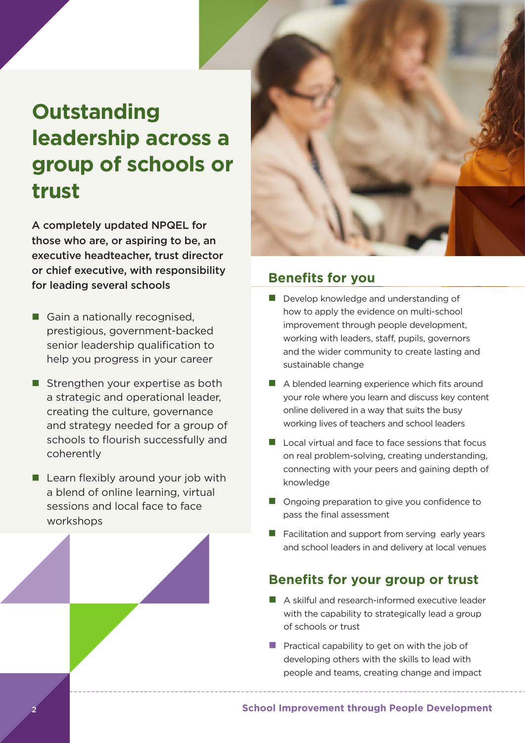# Outstanding leadership across a group of schools or trust

**A completely updated NPQEL for those who are, or aspiring to be, an executive headteacher, trust director or chief executive, with responsibility for leading several schools**

- Gain a nationally recognised, prestigious, government-backed senior leadership qualification to help you progress in your career
- Strengthen your expertise as both a strategic and operational leader, creating the culture, governance and strategy needed for a group of schools to flourish successfully and coherently
- Learn flexibly around your job with a blend of online learning, virtual sessions and local face to face workshops

## Benefits for you

- Develop knowledge and understanding of how to apply the evidence on multi-school improvement through people development, working with leaders, staff, pupils, governors and the wider community to create lasting and sustainable change
- A blended learning experience which fits around your role where you learn and discuss key content online delivered in a way that suits the busy working lives of teachers and school leaders
- Local virtual and face to face sessions that focus on real problem-solving, creating understanding, connecting with your peers and gaining depth of knowledge
- Ongoing preparation to give you confidence to pass the final assessment
- Facilitation and support from serving early years and school leaders in and delivery at local venues

## Benefits for your group or trust

- A skilful and research-informed executive leader with the capability to strategically lead a group of schools or trust
- Practical capability to get on with the job of developing others with the skills to lead with people and teams, creating change and impact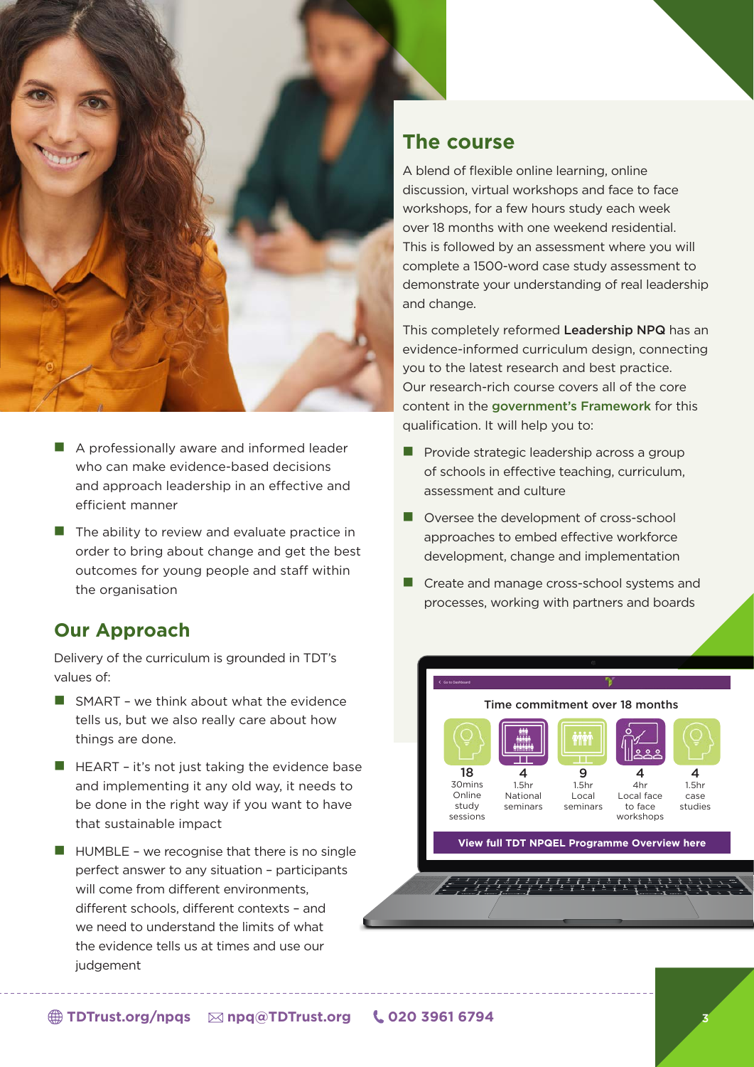- A professionally aware and informed leader who can make evidence-based decisions and approach leadership in an effective and efficient manner
- The ability to review and evaluate practice in order to bring about change and get the best outcomes for young people and staff within the organisation

## Our Approach

Delivery of the curriculum is grounded in TDT's values of:

- SMART – we think about what the evidence tells us, but we also really care about how things are done.
- HEART – it's not just taking the evidence base and implementing it any old way, it needs to be done in the right way if you want to have that sustainable impact
- HUMBLE – we recognise that there is no single perfect answer to any situation – participants will come from different environments, different schools, different contexts – and we need to understand the limits of what the evidence tells us at times and use our judgement

## The course

A blend of flexible online learning, online discussion, virtual workshops and face to face workshops, for a few hours study each week over 18 months with one weekend residential. This is followed by an assessment where you will complete a 1500-word case study assessment to demonstrate your understanding of real leadership and change.

This completely reformed **Leadership NPQ** has an evidence-informed curriculum design, connecting you to the latest research and best practice. Our research-rich course covers all of the core content in the **government's Framework** for this qualification. It will help you to:

- Provide strategic leadership across a group of schools in effective teaching, curriculum, assessment and culture
- Oversee the development of cross-school approaches to embed effective workforce development, change and implementation
- Create and manage cross-school systems and processes, working with partners and boards

Time commitment over 18 months

- **18** 30mins Online study sessions
- **4** 1.5hr National seminars
- **9** 1.5hr Local seminars
- **4** 4hr Local face to face workshops
- **4** 1.5hr case studies

View full TDT NPQEL Programme Overview here

TDTrust.org/npqs | npq@TDTrust.org | 020 3961 6794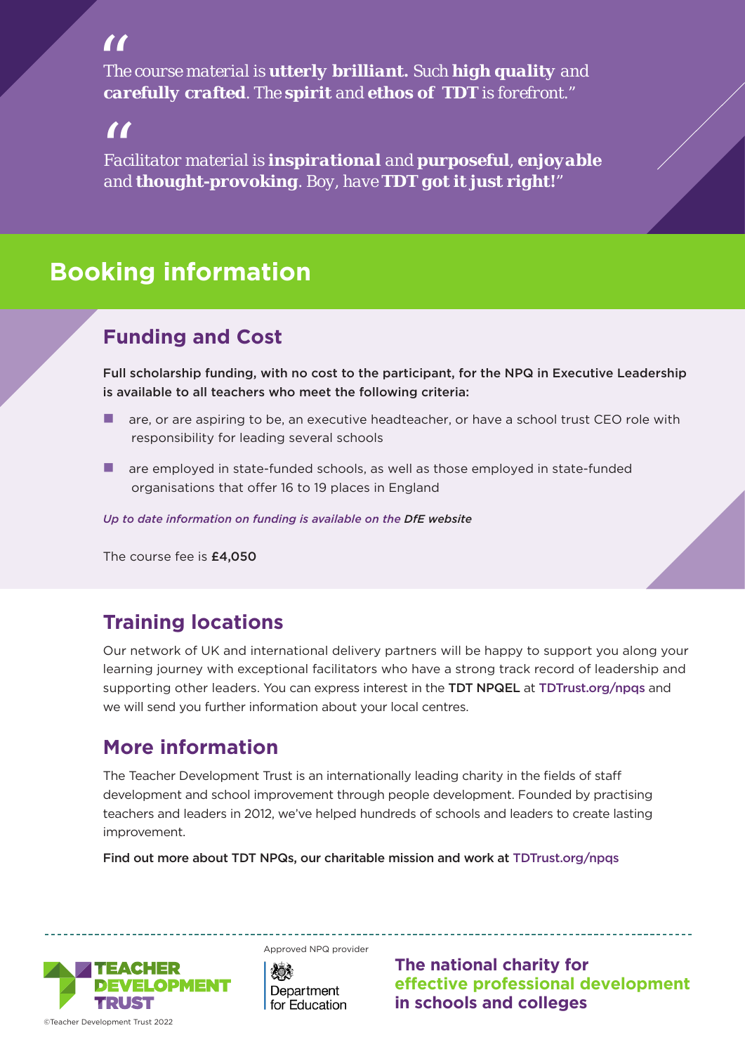> "The course material is **utterly brilliant.** Such **high quality** and **carefully crafted**. The **spirit** and **ethos of TDT** is forefront."

> "Facilitator material is **inspirational** and **purposeful**, **enjoyable** and **thought-provoking**. Boy, have **TDT got it just right!**"

# Booking information

## Funding and Cost

**Full scholarship funding, with no cost to the participant, for the NPQ in Executive Leadership is available to all teachers who meet the following criteria:**

- are, or are aspiring to be, an executive headteacher, or have a school trust CEO role with responsibility for leading several schools
- are employed in state-funded schools, as well as those employed in state-funded organisations that offer 16 to 19 places in England

*Up to date information on funding is available on the* ***DfE website***

The course fee is **£4,050**

## Training locations

Our network of UK and international delivery partners will be happy to support you along your learning journey with exceptional facilitators who have a strong track record of leadership and supporting other leaders. You can express interest in the **TDT NPQEL** at TDTrust.org/npqs and we will send you further information about your local centres.

## More information

The Teacher Development Trust is an internationally leading charity in the fields of staff development and school improvement through people development. Founded by practising teachers and leaders in 2012, we've helped hundreds of schools and leaders to create lasting improvement.

**Find out more about TDT NPQs, our charitable mission and work at** TDTrust.org/npqs

TEACHER DEVELOPMENT TRUST

Approved NPQ provider

Department for Education

**The national charity for effective professional development in schools and colleges**

©Teacher Development Trust 2022